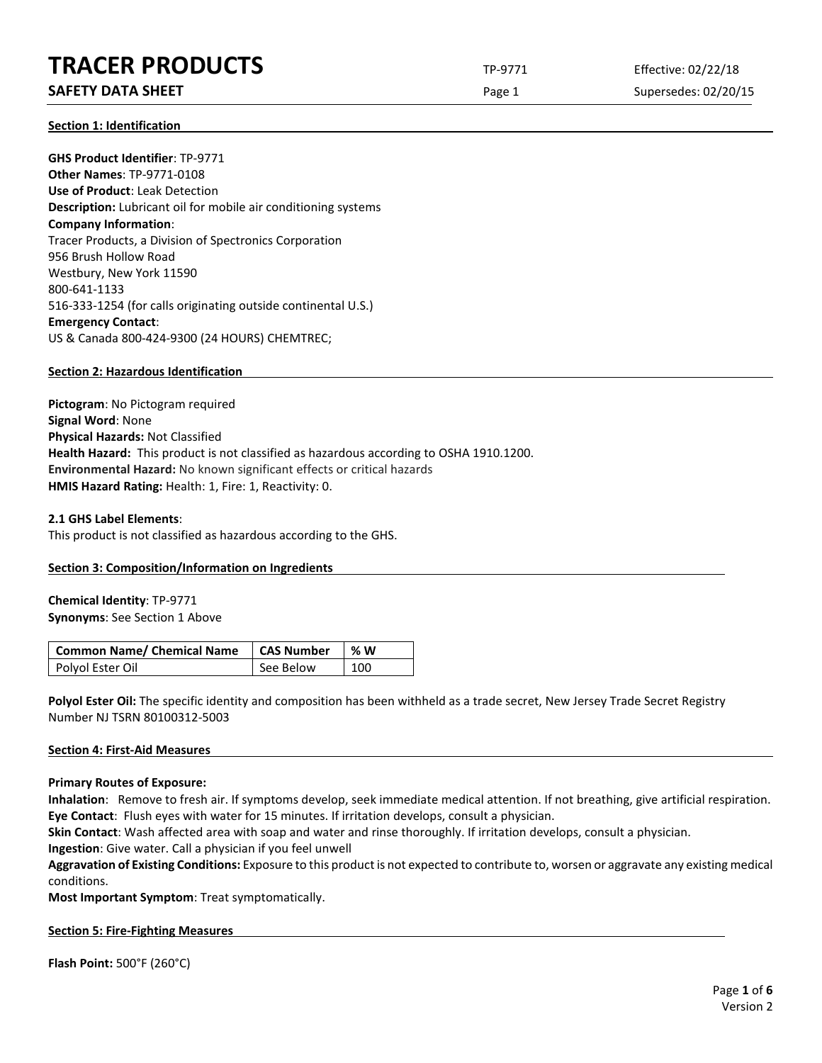# TRACER PRODUCTS

**SAFETY DATA SHEET**

TP-9771 | Page 1 | Effective: 02/22/18 | Supersedes: 02/20/15

## Section 1: Identification

**GHS Product Identifier**: TP-9771
**Other Names**: TP-9771-0108
**Use of Product**: Leak Detection
**Description:** Lubricant oil for mobile air conditioning systems
**Company Information**:
Tracer Products, a Division of Spectronics Corporation
956 Brush Hollow Road
Westbury, New York 11590
800-641-1133
516-333-1254 (for calls originating outside continental U.S.)
**Emergency Contact**:
US & Canada 800-424-9300 (24 HOURS) CHEMTREC;

## Section 2: Hazardous Identification

**Pictogram**: No Pictogram required
**Signal Word**: None
**Physical Hazards:** Not Classified
**Health Hazard:** This product is not classified as hazardous according to OSHA 1910.1200.
**Environmental Hazard:** No known significant effects or critical hazards
**HMIS Hazard Rating:** Health: 1, Fire: 1, Reactivity: 0.

**2.1 GHS Label Elements**:
This product is not classified as hazardous according to the GHS.

## Section 3: Composition/Information on Ingredients

**Chemical Identity**: TP-9771
**Synonyms**: See Section 1 Above

| Common Name/ Chemical Name | CAS Number | % W |
|---|---|---|
| Polyol Ester Oil | See Below | 100 |

**Polyol Ester Oil:** The specific identity and composition has been withheld as a trade secret, New Jersey Trade Secret Registry Number NJ TSRN 80100312-5003

## Section 4: First-Aid Measures

**Primary Routes of Exposure:**
**Inhalation**: Remove to fresh air. If symptoms develop, seek immediate medical attention. If not breathing, give artificial respiration.
**Eye Contact**: Flush eyes with water for 15 minutes. If irritation develops, consult a physician.
**Skin Contact**: Wash affected area with soap and water and rinse thoroughly. If irritation develops, consult a physician.
**Ingestion**: Give water. Call a physician if you feel unwell
**Aggravation of Existing Conditions:** Exposure to this product is not expected to contribute to, worsen or aggravate any existing medical conditions.
**Most Important Symptom**: Treat symptomatically.

## Section 5: Fire-Fighting Measures

**Flash Point:** 500°F (260°C)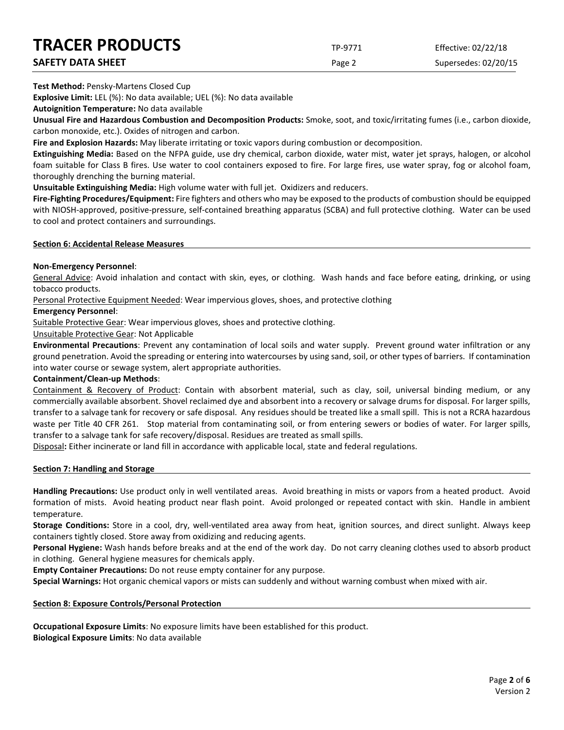**Test Method:** Pensky-Martens Closed Cup

**Explosive Limit:** LEL (%): No data available; UEL (%): No data available

**Autoignition Temperature:** No data available

**Unusual Fire and Hazardous Combustion and Decomposition Products:** Smoke, soot, and toxic/irritating fumes (i.e., carbon dioxide, carbon monoxide, etc.). Oxides of nitrogen and carbon.

**Fire and Explosion Hazards:** May liberate irritating or toxic vapors during combustion or decomposition.

**Extinguishing Media:** Based on the NFPA guide, use dry chemical, carbon dioxide, water mist, water jet sprays, halogen, or alcohol foam suitable for Class B fires. Use water to cool containers exposed to fire. For large fires, use water spray, fog or alcohol foam, thoroughly drenching the burning material.

**Unsuitable Extinguishing Media:** High volume water with full jet. Oxidizers and reducers.

**Fire-Fighting Procedures/Equipment:** Fire fighters and others who may be exposed to the products of combustion should be equipped with NIOSH-approved, positive-pressure, self-contained breathing apparatus (SCBA) and full protective clothing. Water can be used to cool and protect containers and surroundings.

## Section 6: Accidental Release Measures

**Non-Emergency Personnel**:

General Advice: Avoid inhalation and contact with skin, eyes, or clothing. Wash hands and face before eating, drinking, or using tobacco products.

Personal Protective Equipment Needed: Wear impervious gloves, shoes, and protective clothing

**Emergency Personnel**:

Suitable Protective Gear: Wear impervious gloves, shoes and protective clothing.

Unsuitable Protective Gear: Not Applicable

**Environmental Precautions**: Prevent any contamination of local soils and water supply. Prevent ground water infiltration or any ground penetration. Avoid the spreading or entering into watercourses by using sand, soil, or other types of barriers. If contamination into water course or sewage system, alert appropriate authorities.

**Containment/Clean-up Methods**:

Containment & Recovery of Product: Contain with absorbent material, such as clay, soil, universal binding medium, or any commercially available absorbent. Shovel reclaimed dye and absorbent into a recovery or salvage drums for disposal. For larger spills, transfer to a salvage tank for recovery or safe disposal. Any residues should be treated like a small spill. This is not a RCRA hazardous waste per Title 40 CFR 261. Stop material from contaminating soil, or from entering sewers or bodies of water. For larger spills, transfer to a salvage tank for safe recovery/disposal. Residues are treated as small spills.

Disposal**:** Either incinerate or land fill in accordance with applicable local, state and federal regulations.

## Section 7: Handling and Storage

**Handling Precautions:** Use product only in well ventilated areas. Avoid breathing in mists or vapors from a heated product. Avoid formation of mists. Avoid heating product near flash point. Avoid prolonged or repeated contact with skin. Handle in ambient temperature.

**Storage Conditions:** Store in a cool, dry, well-ventilated area away from heat, ignition sources, and direct sunlight. Always keep containers tightly closed. Store away from oxidizing and reducing agents.

**Personal Hygiene:** Wash hands before breaks and at the end of the work day. Do not carry cleaning clothes used to absorb product in clothing. General hygiene measures for chemicals apply.

**Empty Container Precautions:** Do not reuse empty container for any purpose.

**Special Warnings:** Hot organic chemical vapors or mists can suddenly and without warning combust when mixed with air.

## Section 8: Exposure Controls/Personal Protection

**Occupational Exposure Limits**: No exposure limits have been established for this product.

**Biological Exposure Limits**: No data available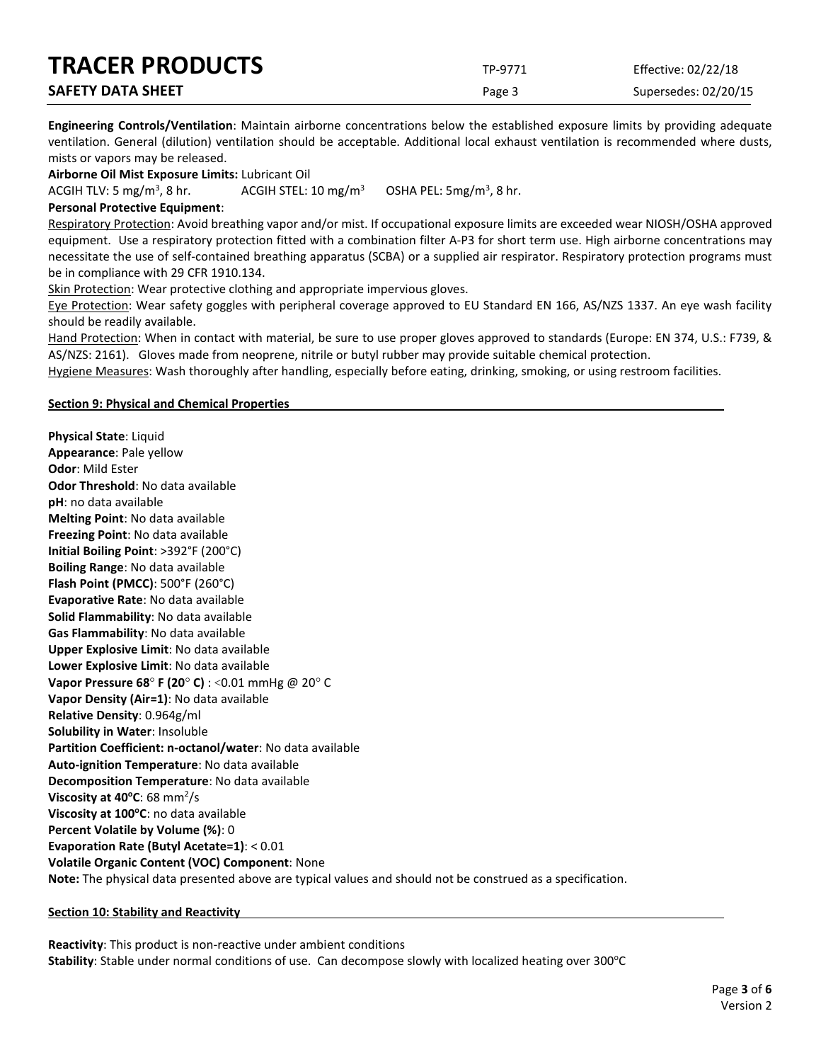**Engineering Controls/Ventilation**: Maintain airborne concentrations below the established exposure limits by providing adequate ventilation. General (dilution) ventilation should be acceptable. Additional local exhaust ventilation is recommended where dusts, mists or vapors may be released.

**Airborne Oil Mist Exposure Limits:** Lubricant Oil

ACGIH TLV: 5 mg/m$^3$, 8 hr. ACGIH STEL: 10 mg/m$^3$ OSHA PEL: 5mg/m$^3$, 8 hr.

**Personal Protective Equipment**:

Respiratory Protection: Avoid breathing vapor and/or mist. If occupational exposure limits are exceeded wear NIOSH/OSHA approved equipment. Use a respiratory protection fitted with a combination filter A-P3 for short term use. High airborne concentrations may necessitate the use of self-contained breathing apparatus (SCBA) or a supplied air respirator. Respiratory protection programs must be in compliance with 29 CFR 1910.134.

Skin Protection: Wear protective clothing and appropriate impervious gloves.

Eye Protection: Wear safety goggles with peripheral coverage approved to EU Standard EN 166, AS/NZS 1337. An eye wash facility should be readily available.

Hand Protection: When in contact with material, be sure to use proper gloves approved to standards (Europe: EN 374, U.S.: F739, & AS/NZS: 2161). Gloves made from neoprene, nitrile or butyl rubber may provide suitable chemical protection.

Hygiene Measures: Wash thoroughly after handling, especially before eating, drinking, smoking, or using restroom facilities.

## Section 9: Physical and Chemical Properties

**Physical State**: Liquid
**Appearance**: Pale yellow
**Odor**: Mild Ester
**Odor Threshold**: No data available
**pH**: no data available
**Melting Point**: No data available
**Freezing Point**: No data available
**Initial Boiling Point**: >392°F (200°C)
**Boiling Range**: No data available
**Flash Point (PMCC)**: 500°F (260°C)
**Evaporative Rate**: No data available
**Solid Flammability**: No data available
**Gas Flammability**: No data available
**Upper Explosive Limit**: No data available
**Lower Explosive Limit**: No data available
**Vapor Pressure 68° F (20° C)** : <0.01 mmHg @ 20° C
**Vapor Density (Air=1)**: No data available
**Relative Density**: 0.964g/ml
**Solubility in Water**: Insoluble
**Partition Coefficient: n-octanol/water**: No data available
**Auto-ignition Temperature**: No data available
**Decomposition Temperature**: No data available
**Viscosity at 40°C**: 68 mm$^2$/s
**Viscosity at 100°C**: no data available
**Percent Volatile by Volume (%)**: 0
**Evaporation Rate (Butyl Acetate=1)**: < 0.01
**Volatile Organic Content (VOC) Component**: None
**Note:** The physical data presented above are typical values and should not be construed as a specification.

## Section 10: Stability and Reactivity

**Reactivity**: This product is non-reactive under ambient conditions
**Stability**: Stable under normal conditions of use. Can decompose slowly with localized heating over 300°C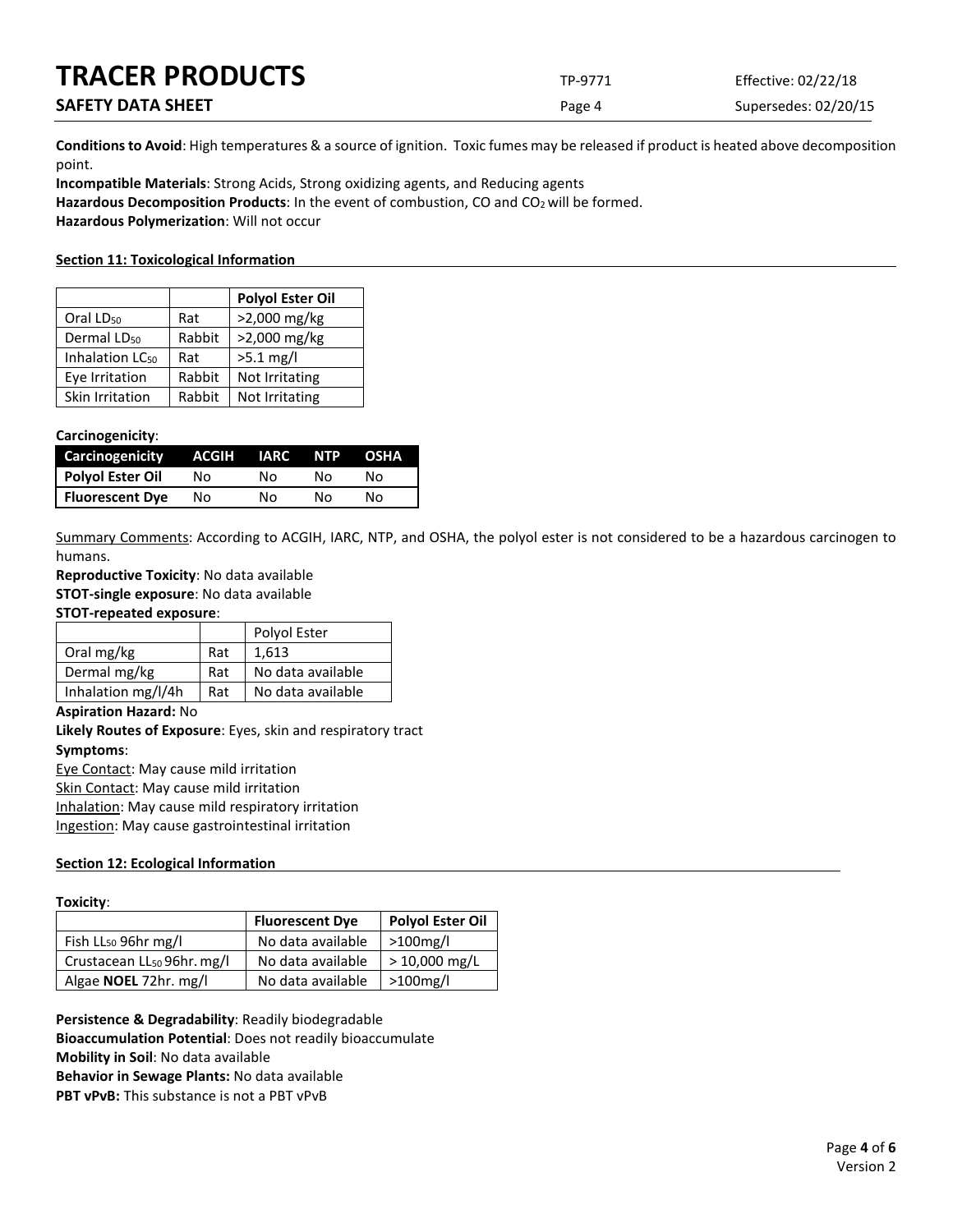**Conditions to Avoid**: High temperatures & a source of ignition. Toxic fumes may be released if product is heated above decomposition point.

**Incompatible Materials**: Strong Acids, Strong oxidizing agents, and Reducing agents

**Hazardous Decomposition Products**: In the event of combustion, CO and $CO_2$ will be formed.

**Hazardous Polymerization**: Will not occur

## Section 11: Toxicological Information

| | | Polyol Ester Oil |
|---|---|---|
| Oral $LD_{50}$ | Rat | >2,000 mg/kg |
| Dermal $LD_{50}$ | Rabbit | >2,000 mg/kg |
| Inhalation $LC_{50}$ | Rat | >5.1 mg/l |
| Eye Irritation | Rabbit | Not Irritating |
| Skin Irritation | Rabbit | Not Irritating |

**Carcinogenicity**:

| Carcinogenicity | ACGIH | IARC | NTP | OSHA |
|---|---|---|---|---|
| **Polyol Ester Oil** | No | No | No | No |
| **Fluorescent Dye** | No | No | No | No |

Summary Comments: According to ACGIH, IARC, NTP, and OSHA, the polyol ester is not considered to be a hazardous carcinogen to humans.

**Reproductive Toxicity**: No data available

**STOT-single exposure**: No data available

**STOT-repeated exposure**:

| | | Polyol Ester |
|---|---|---|
| Oral mg/kg | Rat | 1,613 |
| Dermal mg/kg | Rat | No data available |
| Inhalation mg/l/4h | Rat | No data available |

**Aspiration Hazard:** No

**Likely Routes of Exposure**: Eyes, skin and respiratory tract

**Symptoms**:

Eye Contact: May cause mild irritation

Skin Contact: May cause mild irritation

Inhalation: May cause mild respiratory irritation

Ingestion: May cause gastrointestinal irritation

## Section 12: Ecological Information

**Toxicity**:

| | Fluorescent Dye | Polyol Ester Oil |
|---|---|---|
| Fish $LL_{50}$ 96hr mg/l | No data available | >100mg/l |
| Crustacean $LL_{50}$ 96hr. mg/l | No data available | > 10,000 mg/L |
| Algae **NOEL** 72hr. mg/l | No data available | >100mg/l |

**Persistence & Degradability**: Readily biodegradable

**Bioaccumulation Potential**: Does not readily bioaccumulate

**Mobility in Soil**: No data available

**Behavior in Sewage Plants:** No data available

**PBT vPvB:** This substance is not a PBT vPvB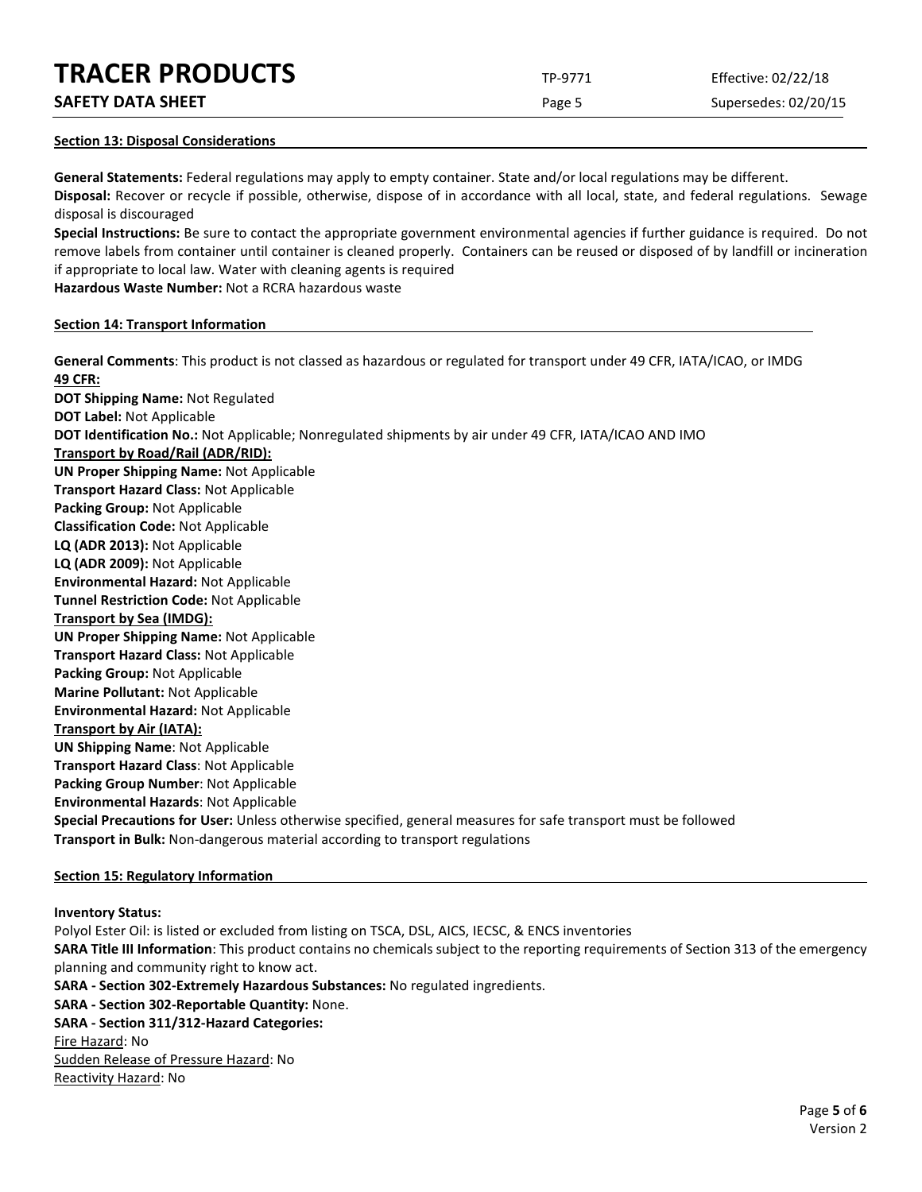## Section 13: Disposal Considerations

**General Statements:** Federal regulations may apply to empty container. State and/or local regulations may be different.

**Disposal:** Recover or recycle if possible, otherwise, dispose of in accordance with all local, state, and federal regulations. Sewage disposal is discouraged

**Special Instructions:** Be sure to contact the appropriate government environmental agencies if further guidance is required. Do not remove labels from container until container is cleaned properly. Containers can be reused or disposed of by landfill or incineration if appropriate to local law. Water with cleaning agents is required

**Hazardous Waste Number:** Not a RCRA hazardous waste

## Section 14: Transport Information

**General Comments**: This product is not classed as hazardous or regulated for transport under 49 CFR, IATA/ICAO, or IMDG

**49 CFR:**

**DOT Shipping Name:** Not Regulated
**DOT Label:** Not Applicable
**DOT Identification No.:** Not Applicable; Nonregulated shipments by air under 49 CFR, IATA/ICAO AND IMO

**Transport by Road/Rail (ADR/RID):**

**UN Proper Shipping Name:** Not Applicable
**Transport Hazard Class:** Not Applicable
**Packing Group:** Not Applicable
**Classification Code:** Not Applicable
**LQ (ADR 2013):** Not Applicable
**LQ (ADR 2009):** Not Applicable
**Environmental Hazard:** Not Applicable
**Tunnel Restriction Code:** Not Applicable

**Transport by Sea (IMDG):**

**UN Proper Shipping Name:** Not Applicable
**Transport Hazard Class:** Not Applicable
**Packing Group:** Not Applicable
**Marine Pollutant:** Not Applicable
**Environmental Hazard:** Not Applicable

**Transport by Air (IATA):**

**UN Shipping Name**: Not Applicable
**Transport Hazard Class**: Not Applicable
**Packing Group Number**: Not Applicable
**Environmental Hazards**: Not Applicable
**Special Precautions for User:** Unless otherwise specified, general measures for safe transport must be followed
**Transport in Bulk:** Non-dangerous material according to transport regulations

## Section 15: Regulatory Information

**Inventory Status:**

Polyol Ester Oil: is listed or excluded from listing on TSCA, DSL, AICS, IECSC, & ENCS inventories

**SARA Title III Information**: This product contains no chemicals subject to the reporting requirements of Section 313 of the emergency planning and community right to know act.

**SARA - Section 302-Extremely Hazardous Substances:** No regulated ingredients.

**SARA - Section 302-Reportable Quantity:** None.

**SARA - Section 311/312-Hazard Categories:**

Fire Hazard: No
Sudden Release of Pressure Hazard: No
Reactivity Hazard: No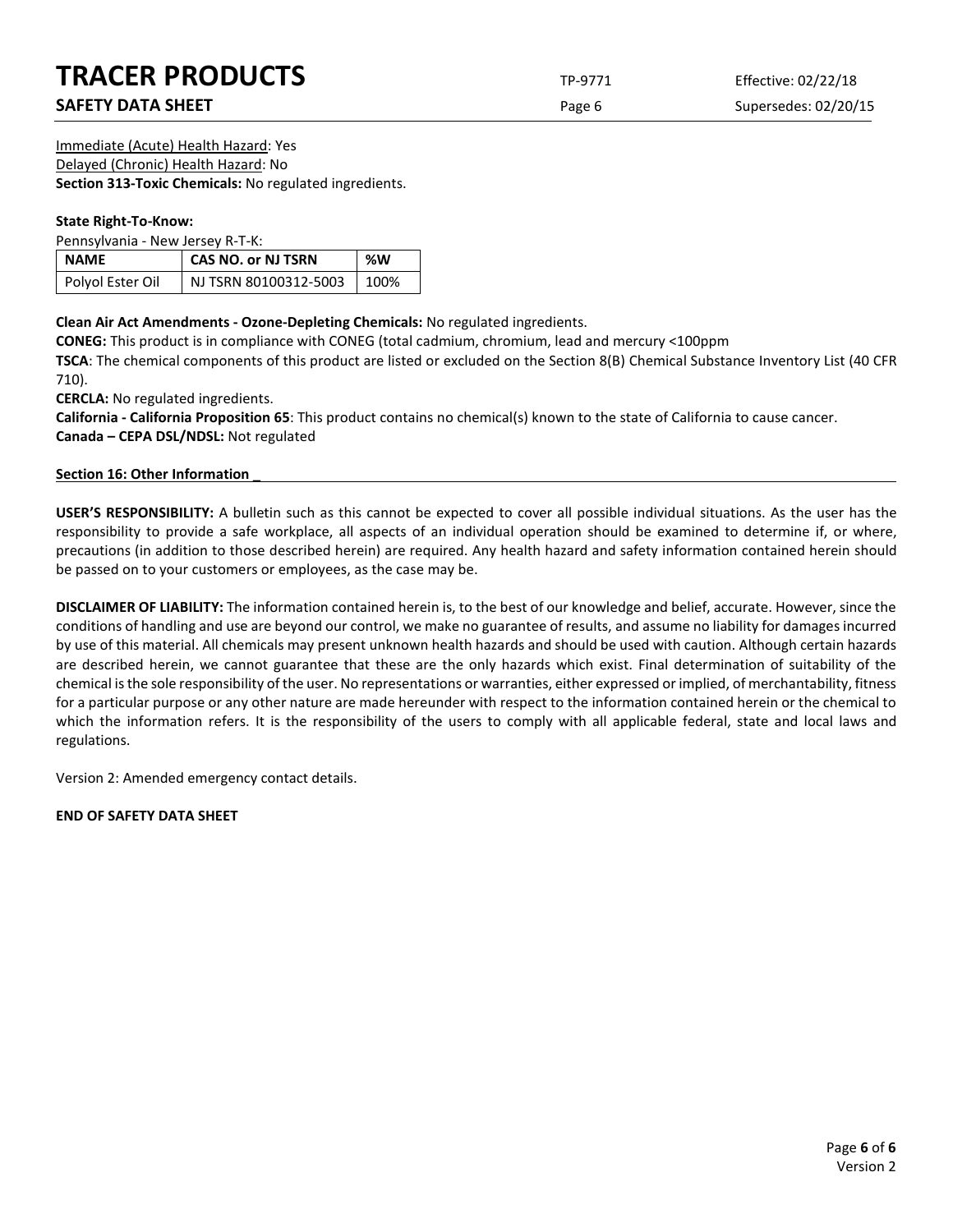Immediate (Acute) Health Hazard: Yes
Delayed (Chronic) Health Hazard: No
**Section 313-Toxic Chemicals:** No regulated ingredients.

**State Right-To-Know:**

Pennsylvania - New Jersey R-T-K:

| NAME | CAS NO. or NJ TSRN | %W |
|---|---|---|
| Polyol Ester Oil | NJ TSRN 80100312-5003 | 100% |

**Clean Air Act Amendments - Ozone-Depleting Chemicals:** No regulated ingredients.
**CONEG:** This product is in compliance with CONEG (total cadmium, chromium, lead and mercury <100ppm
**TSCA**: The chemical components of this product are listed or excluded on the Section 8(B) Chemical Substance Inventory List (40 CFR 710).
**CERCLA:** No regulated ingredients.
**California - California Proposition 65**: This product contains no chemical(s) known to the state of California to cause cancer.
**Canada – CEPA DSL/NDSL:** Not regulated

## Section 16: Other Information

**USER'S RESPONSIBILITY:** A bulletin such as this cannot be expected to cover all possible individual situations. As the user has the responsibility to provide a safe workplace, all aspects of an individual operation should be examined to determine if, or where, precautions (in addition to those described herein) are required. Any health hazard and safety information contained herein should be passed on to your customers or employees, as the case may be.

**DISCLAIMER OF LIABILITY:** The information contained herein is, to the best of our knowledge and belief, accurate. However, since the conditions of handling and use are beyond our control, we make no guarantee of results, and assume no liability for damages incurred by use of this material. All chemicals may present unknown health hazards and should be used with caution. Although certain hazards are described herein, we cannot guarantee that these are the only hazards which exist. Final determination of suitability of the chemical is the sole responsibility of the user. No representations or warranties, either expressed or implied, of merchantability, fitness for a particular purpose or any other nature are made hereunder with respect to the information contained herein or the chemical to which the information refers. It is the responsibility of the users to comply with all applicable federal, state and local laws and regulations.

Version 2: Amended emergency contact details.

**END OF SAFETY DATA SHEET**